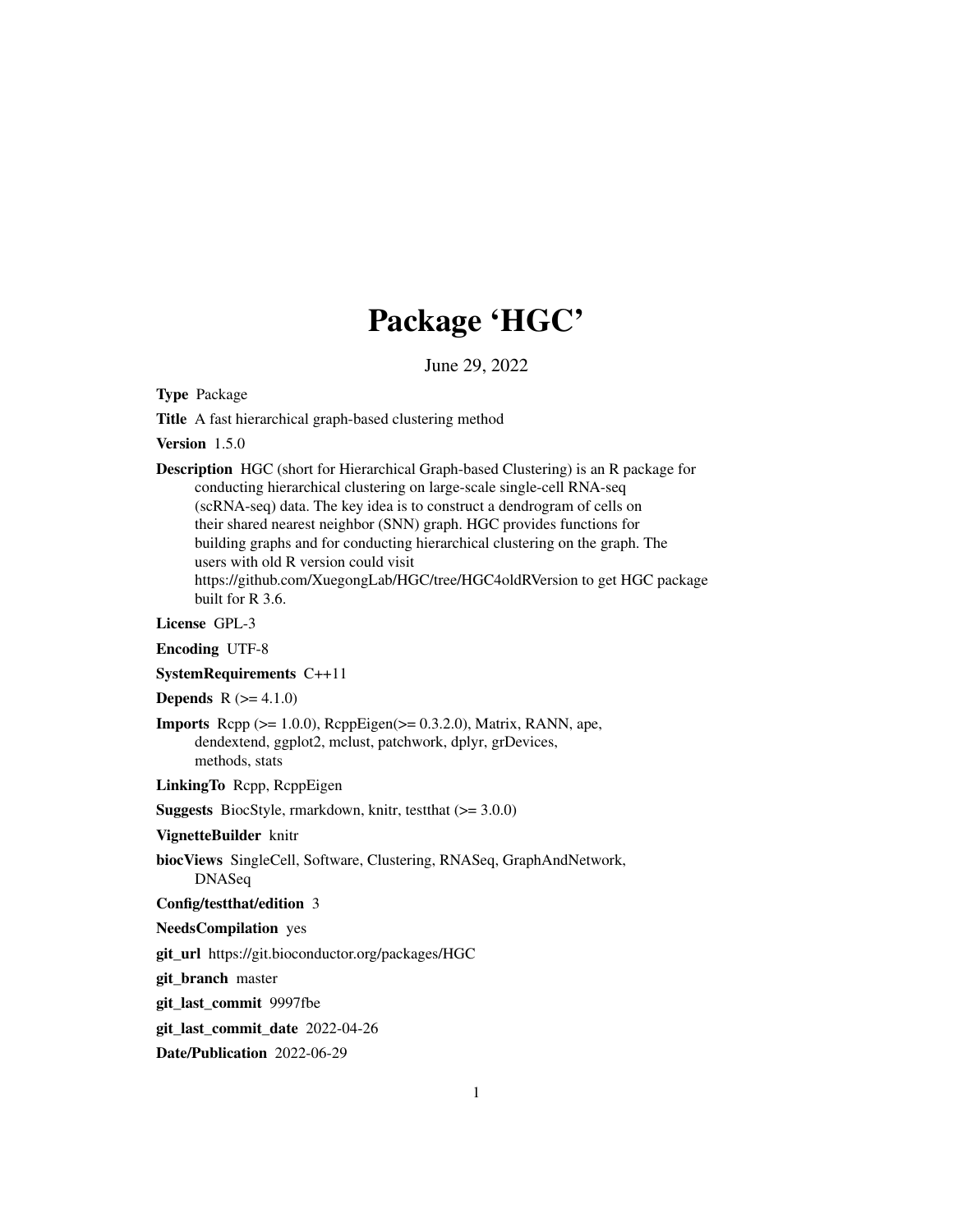# Package 'HGC'

June 29, 2022

**Type** Package

**Title** A fast hierarchical graph-based clustering method

**Version** 1.5.0

**Description** HGC (short for Hierarchical Graph-based Clustering) is an R package for conducting hierarchical clustering on large-scale single-cell RNA-seq (scRNA-seq) data. The key idea is to construct a dendrogram of cells on their shared nearest neighbor (SNN) graph. HGC provides functions for building graphs and for conducting hierarchical clustering on the graph. The users with old R version could visit https://github.com/XuegongLab/HGC/tree/HGC4oldRVersion to get HGC package built for R 3.6.

**License** GPL-3

**Encoding** UTF-8

**SystemRequirements** C++11

**Depends** R (>= 4.1.0)

**Imports** Rcpp (>= 1.0.0), RcppEigen(>= 0.3.2.0), Matrix, RANN, ape, dendextend, ggplot2, mclust, patchwork, dplyr, grDevices, methods, stats

**LinkingTo** Rcpp, RcppEigen

**Suggests** BiocStyle, rmarkdown, knitr, testthat (>= 3.0.0)

**VignetteBuilder** knitr

**biocViews** SingleCell, Software, Clustering, RNASeq, GraphAndNetwork, DNASeq

**Config/testthat/edition** 3

**NeedsCompilation** yes

**git_url** https://git.bioconductor.org/packages/HGC

**git_branch** master

**git_last_commit** 9997fbe

**git_last_commit_date** 2022-04-26

**Date/Publication** 2022-06-29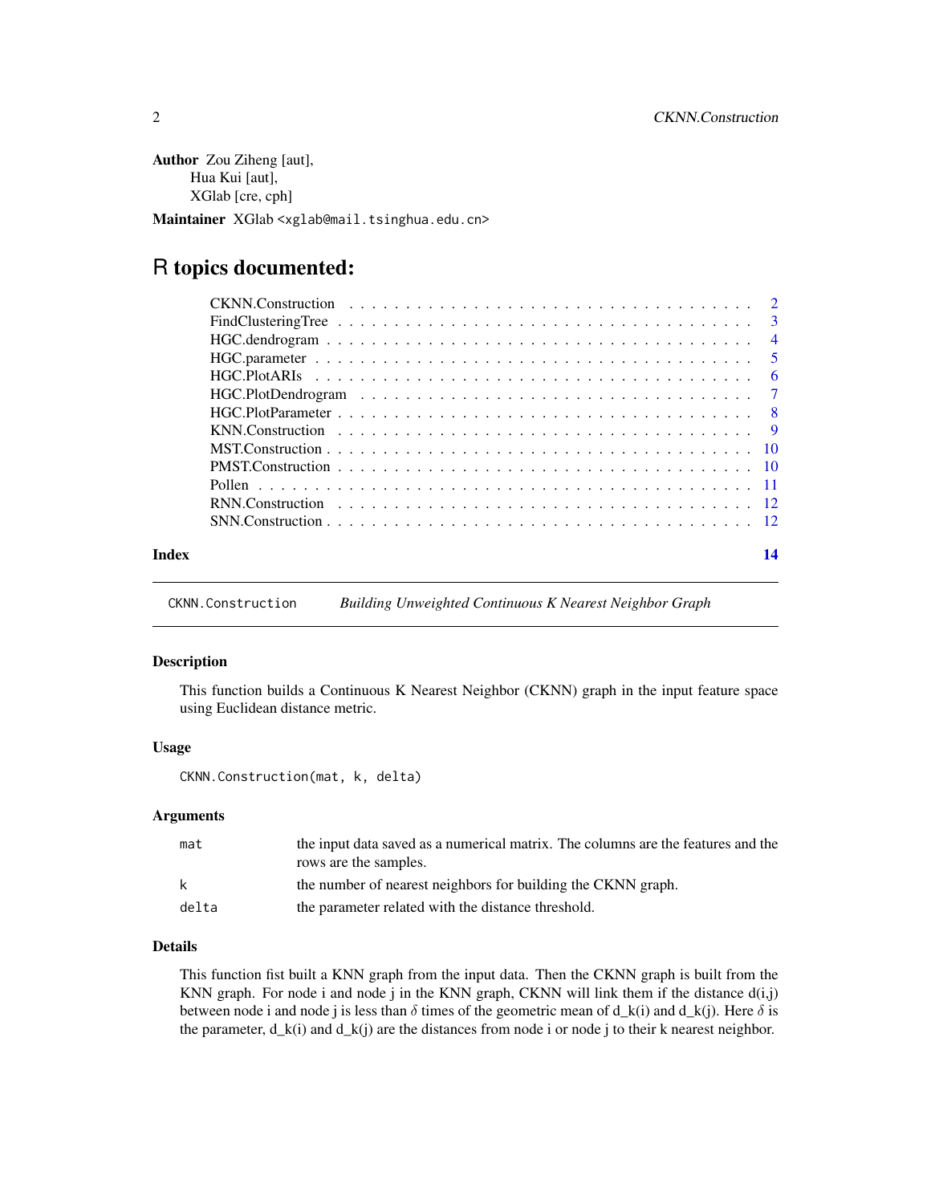**Author** Zou Ziheng [aut],
Hua Kui [aut],
XGlab [cre, cph]

**Maintainer** XGlab <xglab@mail.tsinghua.edu.cn>

# R topics documented:

| | |
|---|---|
| CKNN.Construction | 2 |
| FindClusteringTree | 3 |
| HGC.dendrogram | 4 |
| HGC.parameter | 5 |
| HGC.PlotARIs | 6 |
| HGC.PlotDendrogram | 7 |
| HGC.PlotParameter | 8 |
| KNN.Construction | 9 |
| MST.Construction | 10 |
| PMST.Construction | 10 |
| Pollen | 11 |
| RNN.Construction | 12 |
| SNN.Construction | 12 |
| **Index** | **14** |

---

## CKNN.Construction — *Building Unweighted Continuous K Nearest Neighbor Graph*

### Description

This function builds a Continuous K Nearest Neighbor (CKNN) graph in the input feature space using Euclidean distance metric.

### Usage

```
CKNN.Construction(mat, k, delta)
```

### Arguments

| | |
|---|---|
| `mat` | the input data saved as a numerical matrix. The columns are the features and the rows are the samples. |
| `k` | the number of nearest neighbors for building the CKNN graph. |
| `delta` | the parameter related with the distance threshold. |

### Details

This function fist built a KNN graph from the input data. Then the CKNN graph is built from the KNN graph. For node i and node j in the KNN graph, CKNN will link them if the distance d(i,j) between node i and node j is less than $\delta$ times of the geometric mean of d_k(i) and d_k(j). Here $\delta$ is the parameter, d_k(i) and d_k(j) are the distances from node i or node j to their k nearest neighbor.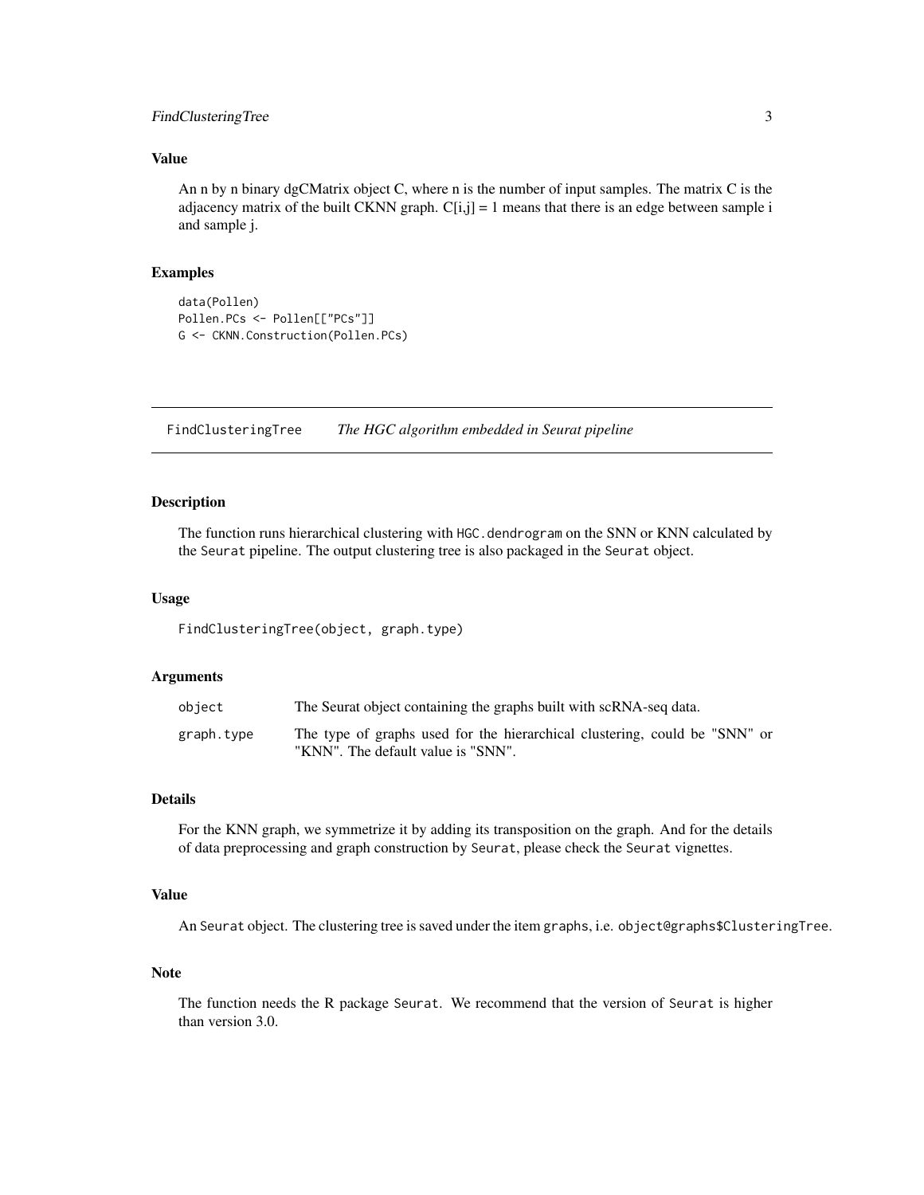### Value

An n by n binary dgCMatrix object C, where n is the number of input samples. The matrix C is the adjacency matrix of the built CKNN graph. C[i,j] = 1 means that there is an edge between sample i and sample j.

### Examples

```
data(Pollen)
Pollen.PCs <- Pollen[["PCs"]]
G <- CKNN.Construction(Pollen.PCs)
```

---

## FindClusteringTree *The HGC algorithm embedded in Seurat pipeline*

---

### Description

The function runs hierarchical clustering with `HGC.dendrogram` on the SNN or KNN calculated by the `Seurat` pipeline. The output clustering tree is also packaged in the `Seurat` object.

### Usage

```
FindClusteringTree(object, graph.type)
```

### Arguments

| | |
|---|---|
| `object` | The Seurat object containing the graphs built with scRNA-seq data. |
| `graph.type` | The type of graphs used for the hierarchical clustering, could be "SNN" or "KNN". The default value is "SNN". |

### Details

For the KNN graph, we symmetrize it by adding its transposition on the graph. And for the details of data preprocessing and graph construction by `Seurat`, please check the `Seurat` vignettes.

### Value

An `Seurat` object. The clustering tree is saved under the item `graphs`, i.e. `object@graphs$ClusteringTree`.

### Note

The function needs the R package `Seurat`. We recommend that the version of `Seurat` is higher than version 3.0.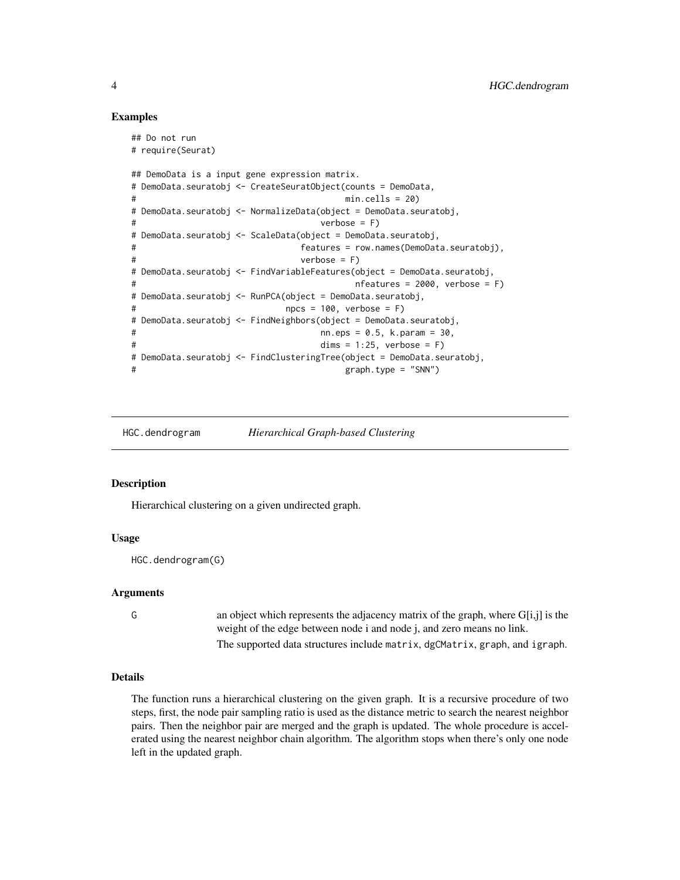## Examples

```
## Do not run
# require(Seurat)

## DemoData is a input gene expression matrix.
# DemoData.seuratobj <- CreateSeuratObject(counts = DemoData,
#                                          min.cells = 20)
# DemoData.seuratobj <- NormalizeData(object = DemoData.seuratobj,
#                                     verbose = F)
# DemoData.seuratobj <- ScaleData(object = DemoData.seuratobj,
#                                 features = row.names(DemoData.seuratobj),
#                                 verbose = F)
# DemoData.seuratobj <- FindVariableFeatures(object = DemoData.seuratobj,
#                                            nfeatures = 2000, verbose = F)
# DemoData.seuratobj <- RunPCA(object = DemoData.seuratobj,
#                              npcs = 100, verbose = F)
# DemoData.seuratobj <- FindNeighbors(object = DemoData.seuratobj,
#                                     nn.eps = 0.5, k.param = 30,
#                                     dims = 1:25, verbose = F)
# DemoData.seuratobj <- FindClusteringTree(object = DemoData.seuratobj,
#                                          graph.type = "SNN")
```

---

# HGC.dendrogram — *Hierarchical Graph-based Clustering*

---

## Description

Hierarchical clustering on a given undirected graph.

## Usage

```
HGC.dendrogram(G)
```

## Arguments

| | |
|---|---|
| G | an object which represents the adjacency matrix of the graph, where G[i,j] is the weight of the edge between node i and node j, and zero means no link. The supported data structures include `matrix`, `dgCMatrix`, `graph`, and `igraph`. |

## Details

The function runs a hierarchical clustering on the given graph. It is a recursive procedure of two steps, first, the node pair sampling ratio is used as the distance metric to search the nearest neighbor pairs. Then the neighbor pair are merged and the graph is updated. The whole procedure is accelerated using the nearest neighbor chain algorithm. The algorithm stops when there's only one node left in the updated graph.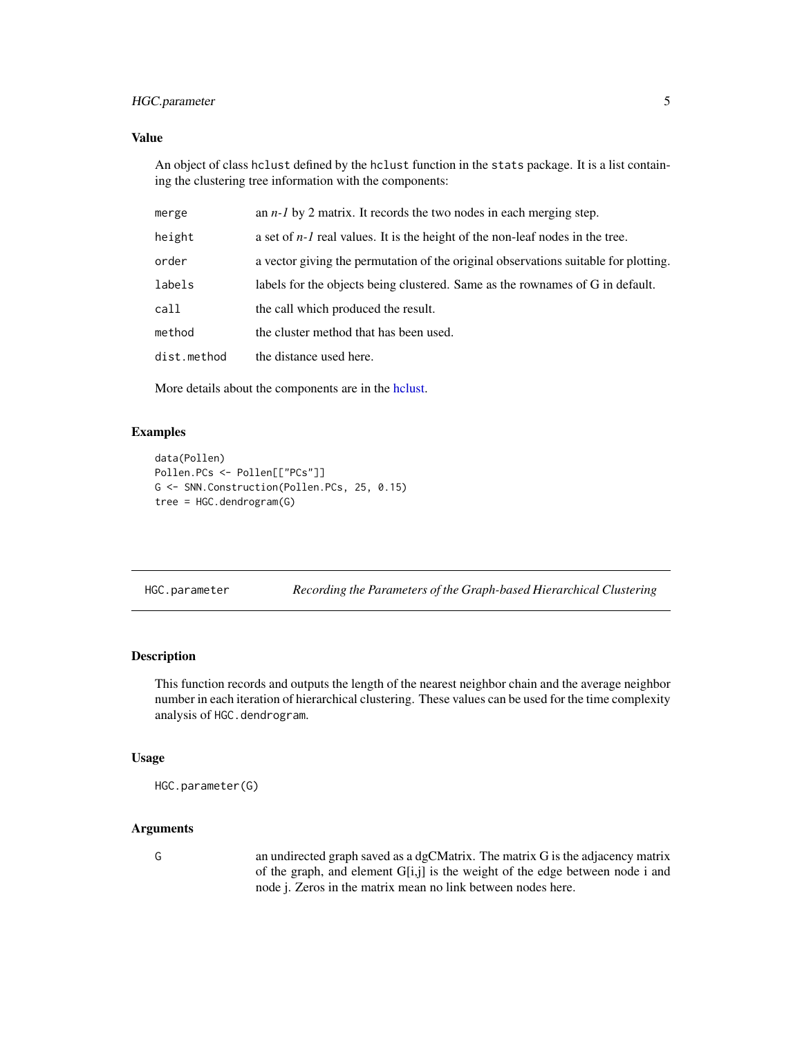### Value

An object of class `hclust` defined by the `hclust` function in the `stats` package. It is a list containing the clustering tree information with the components:

| | |
|---|---|
| `merge` | an *n-1* by 2 matrix. It records the two nodes in each merging step. |
| `height` | a set of *n-1* real values. It is the height of the non-leaf nodes in the tree. |
| `order` | a vector giving the permutation of the original observations suitable for plotting. |
| `labels` | labels for the objects being clustered. Same as the rownames of G in default. |
| `call` | the call which produced the result. |
| `method` | the cluster method that has been used. |
| `dist.method` | the distance used here. |

More details about the components are in the hclust.

### Examples

```
data(Pollen)
Pollen.PCs <- Pollen[["PCs"]]
G <- SNN.Construction(Pollen.PCs, 25, 0.15)
tree = HGC.dendrogram(G)
```

## HGC.parameter — *Recording the Parameters of the Graph-based Hierarchical Clustering*

### Description

This function records and outputs the length of the nearest neighbor chain and the average neighbor number in each iteration of hierarchical clustering. These values can be used for the time complexity analysis of `HGC.dendrogram`.

### Usage

```
HGC.parameter(G)
```

### Arguments

| | |
|---|---|
| `G` | an undirected graph saved as a dgCMatrix. The matrix G is the adjacency matrix of the graph, and element G[i,j] is the weight of the edge between node i and node j. Zeros in the matrix mean no link between nodes here. |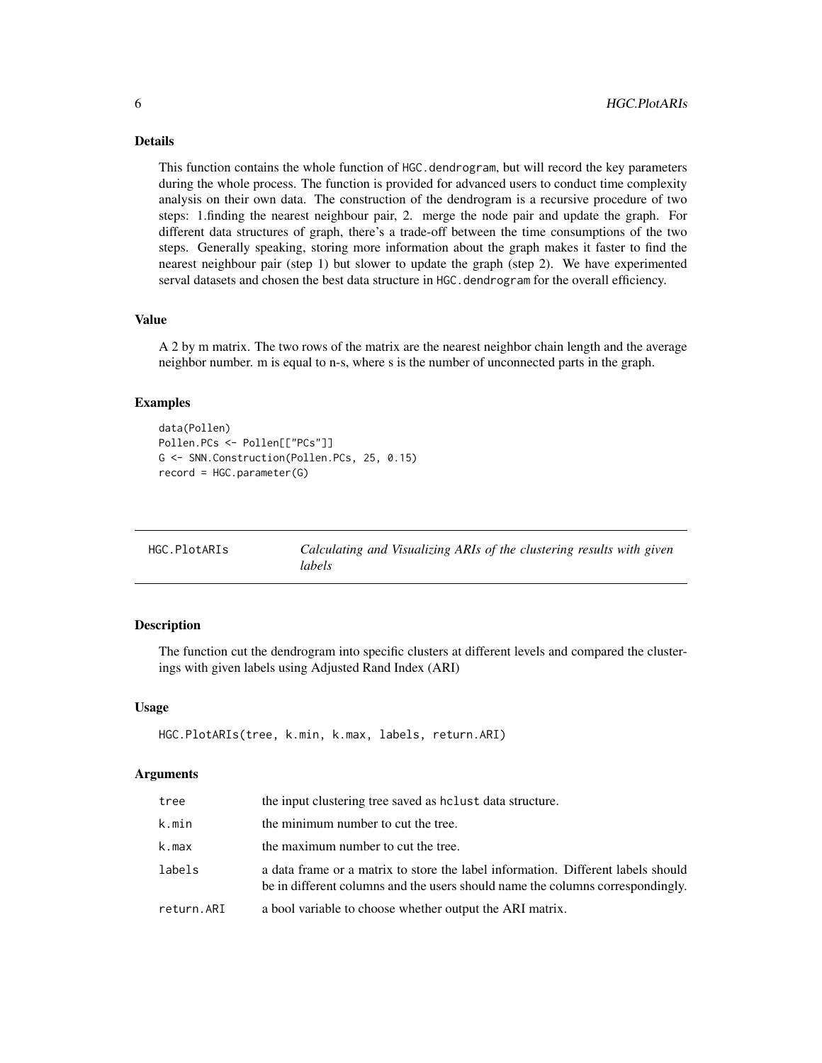### Details

This function contains the whole function of HGC.dendrogram, but will record the key parameters during the whole process. The function is provided for advanced users to conduct time complexity analysis on their own data. The construction of the dendrogram is a recursive procedure of two steps: 1.finding the nearest neighbour pair, 2. merge the node pair and update the graph. For different data structures of graph, there's a trade-off between the time consumptions of the two steps. Generally speaking, storing more information about the graph makes it faster to find the nearest neighbour pair (step 1) but slower to update the graph (step 2). We have experimented serval datasets and chosen the best data structure in HGC.dendrogram for the overall efficiency.

### Value

A 2 by m matrix. The two rows of the matrix are the nearest neighbor chain length and the average neighbor number. m is equal to n-s, where s is the number of unconnected parts in the graph.

### Examples

```
data(Pollen)
Pollen.PCs <- Pollen[["PCs"]]
G <- SNN.Construction(Pollen.PCs, 25, 0.15)
record = HGC.parameter(G)
```

---

## HGC.PlotARIs — *Calculating and Visualizing ARIs of the clustering results with given labels*

---

### Description

The function cut the dendrogram into specific clusters at different levels and compared the clusterings with given labels using Adjusted Rand Index (ARI)

### Usage

```
HGC.PlotARIs(tree, k.min, k.max, labels, return.ARI)
```

### Arguments

| | |
|---|---|
| tree | the input clustering tree saved as hclust data structure. |
| k.min | the minimum number to cut the tree. |
| k.max | the maximum number to cut the tree. |
| labels | a data frame or a matrix to store the label information. Different labels should be in different columns and the users should name the columns correspondingly. |
| return.ARI | a bool variable to choose whether output the ARI matrix. |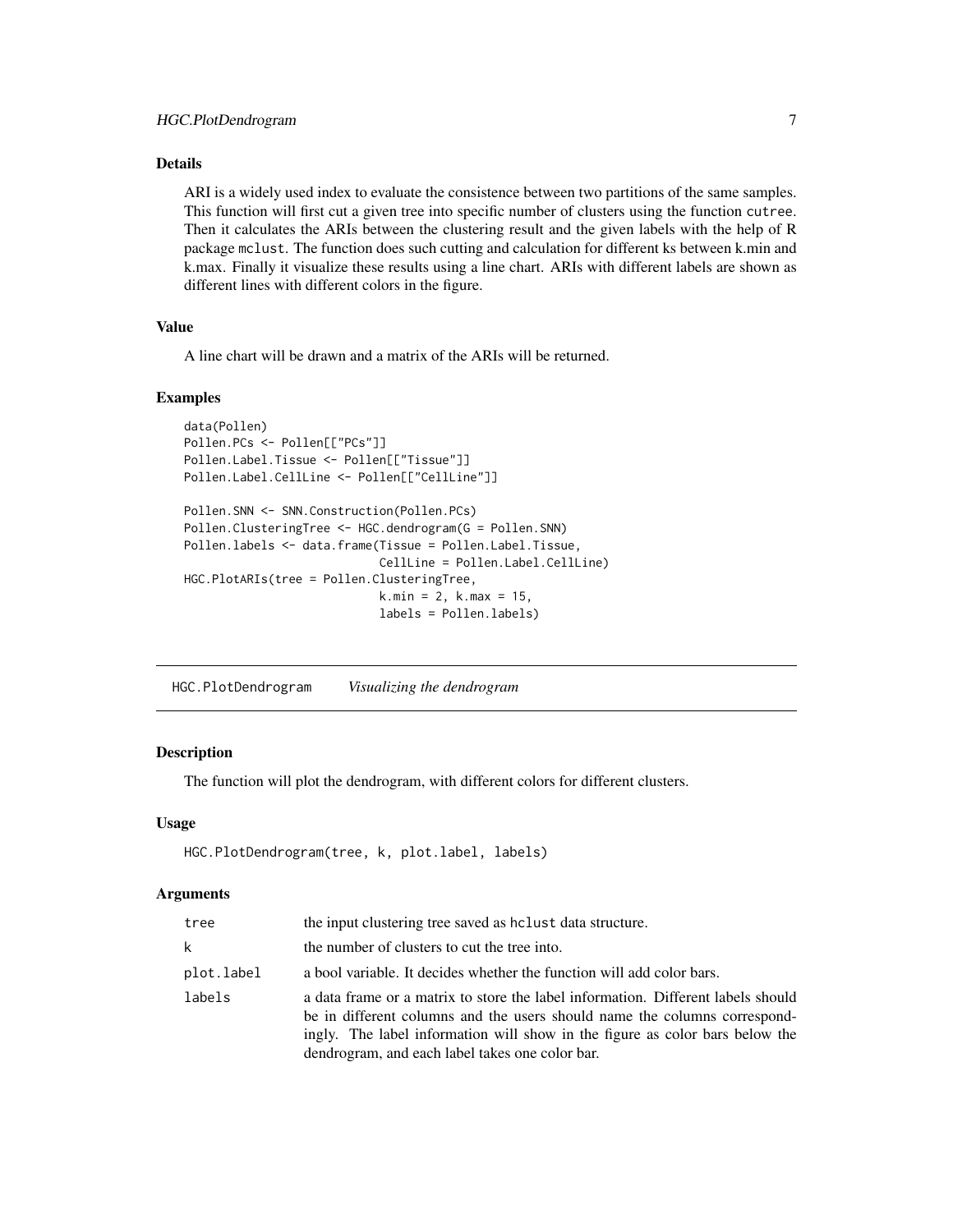### Details

ARI is a widely used index to evaluate the consistence between two partitions of the same samples. This function will first cut a given tree into specific number of clusters using the function `cutree`. Then it calculates the ARIs between the clustering result and the given labels with the help of R package `mclust`. The function does such cutting and calculation for different ks between k.min and k.max. Finally it visualize these results using a line chart. ARIs with different labels are shown as different lines with different colors in the figure.

### Value

A line chart will be drawn and a matrix of the ARIs will be returned.

### Examples

```
data(Pollen)
Pollen.PCs <- Pollen[["PCs"]]
Pollen.Label.Tissue <- Pollen[["Tissue"]]
Pollen.Label.CellLine <- Pollen[["CellLine"]]

Pollen.SNN <- SNN.Construction(Pollen.PCs)
Pollen.ClusteringTree <- HGC.dendrogram(G = Pollen.SNN)
Pollen.labels <- data.frame(Tissue = Pollen.Label.Tissue,
                            CellLine = Pollen.Label.CellLine)
HGC.PlotARIs(tree = Pollen.ClusteringTree,
                            k.min = 2, k.max = 15,
                            labels = Pollen.labels)
```

---

## `HGC.PlotDendrogram` *Visualizing the dendrogram*

---

### Description

The function will plot the dendrogram, with different colors for different clusters.

### Usage

```
HGC.PlotDendrogram(tree, k, plot.label, labels)
```

### Arguments

| | |
|---|---|
| `tree` | the input clustering tree saved as `hclust` data structure. |
| `k` | the number of clusters to cut the tree into. |
| `plot.label` | a bool variable. It decides whether the function will add color bars. |
| `labels` | a data frame or a matrix to store the label information. Different labels should be in different columns and the users should name the columns correspondingly. The label information will show in the figure as color bars below the dendrogram, and each label takes one color bar. |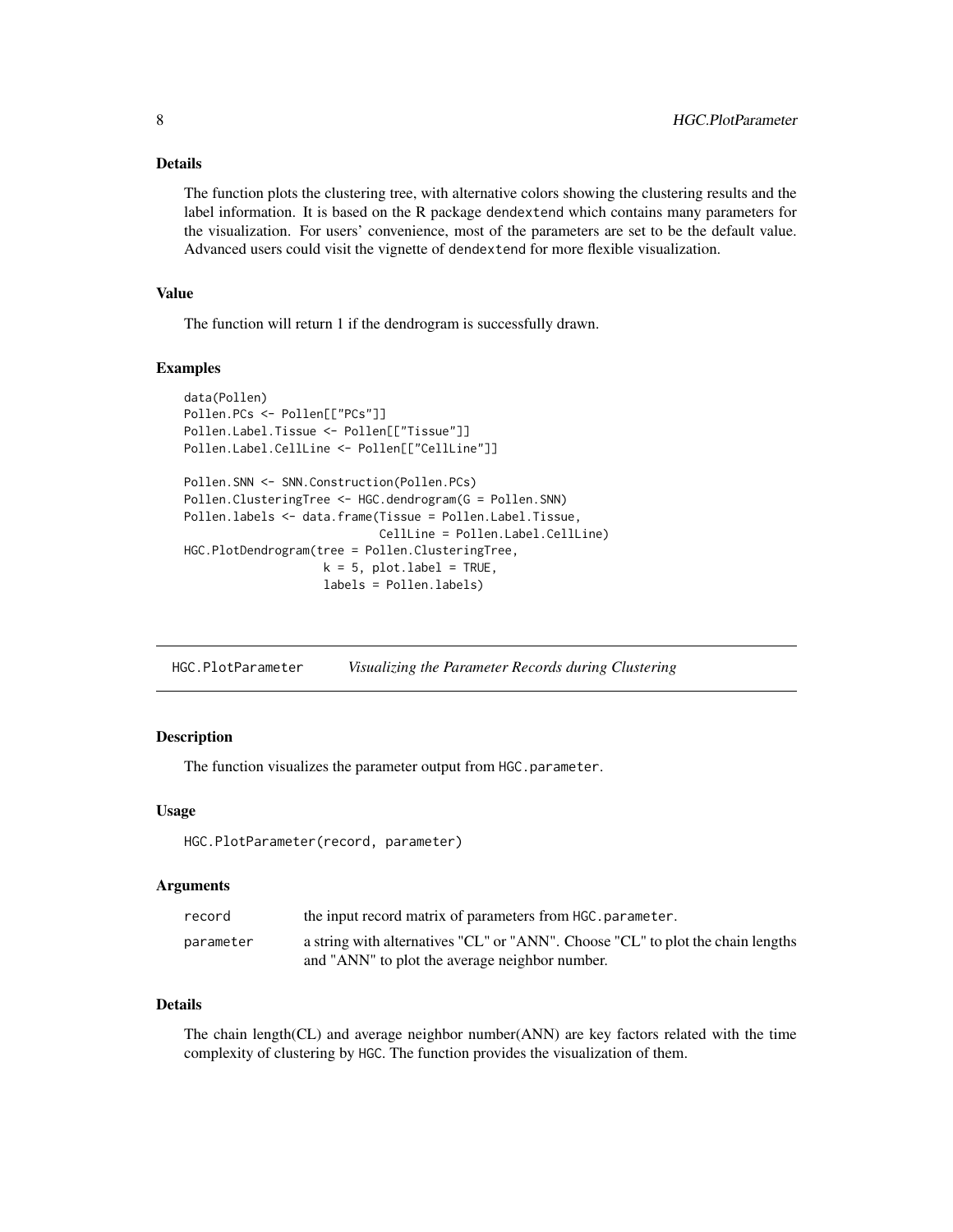### Details

The function plots the clustering tree, with alternative colors showing the clustering results and the label information. It is based on the R package dendextend which contains many parameters for the visualization. For users' convenience, most of the parameters are set to be the default value. Advanced users could visit the vignette of dendextend for more flexible visualization.

### Value

The function will return 1 if the dendrogram is successfully drawn.

### Examples

```
data(Pollen)
Pollen.PCs <- Pollen[["PCs"]]
Pollen.Label.Tissue <- Pollen[["Tissue"]]
Pollen.Label.CellLine <- Pollen[["CellLine"]]

Pollen.SNN <- SNN.Construction(Pollen.PCs)
Pollen.ClusteringTree <- HGC.dendrogram(G = Pollen.SNN)
Pollen.labels <- data.frame(Tissue = Pollen.Label.Tissue,
                            CellLine = Pollen.Label.CellLine)
HGC.PlotDendrogram(tree = Pollen.ClusteringTree,
                   k = 5, plot.label = TRUE,
                   labels = Pollen.labels)
```

---

## HGC.PlotParameter — *Visualizing the Parameter Records during Clustering*

---

### Description

The function visualizes the parameter output from HGC.parameter.

### Usage

```
HGC.PlotParameter(record, parameter)
```

### Arguments

| | |
|---|---|
| record | the input record matrix of parameters from HGC.parameter. |
| parameter | a string with alternatives "CL" or "ANN". Choose "CL" to plot the chain lengths and "ANN" to plot the average neighbor number. |

### Details

The chain length(CL) and average neighbor number(ANN) are key factors related with the time complexity of clustering by HGC. The function provides the visualization of them.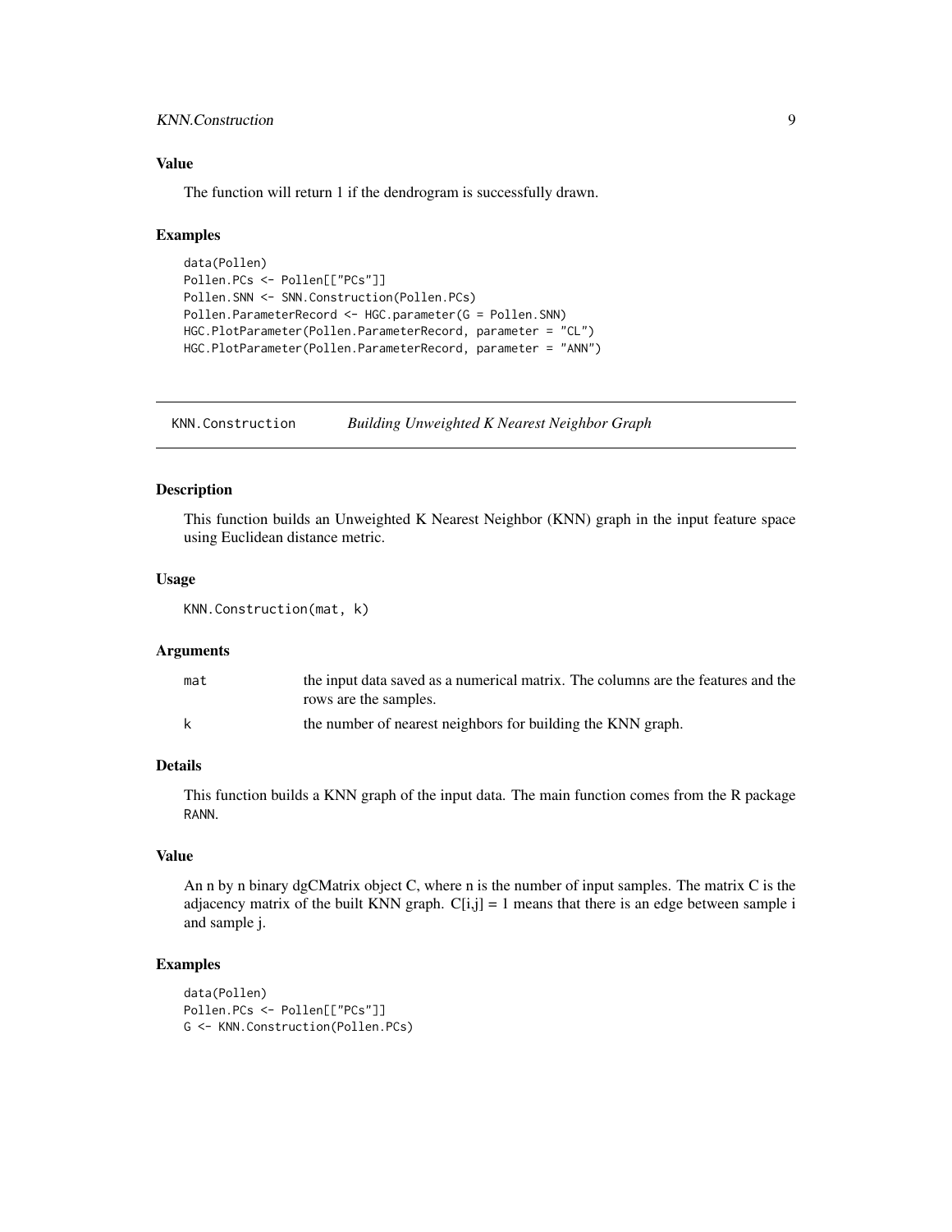### Value

The function will return 1 if the dendrogram is successfully drawn.

### Examples

```
data(Pollen)
Pollen.PCs <- Pollen[["PCs"]]
Pollen.SNN <- SNN.Construction(Pollen.PCs)
Pollen.ParameterRecord <- HGC.parameter(G = Pollen.SNN)
HGC.PlotParameter(Pollen.ParameterRecord, parameter = "CL")
HGC.PlotParameter(Pollen.ParameterRecord, parameter = "ANN")
```

---

## KNN.Construction — *Building Unweighted K Nearest Neighbor Graph*

---

### Description

This function builds an Unweighted K Nearest Neighbor (KNN) graph in the input feature space using Euclidean distance metric.

### Usage

```
KNN.Construction(mat, k)
```

### Arguments

| | |
|---|---|
| `mat` | the input data saved as a numerical matrix. The columns are the features and the rows are the samples. |
| `k` | the number of nearest neighbors for building the KNN graph. |

### Details

This function builds a KNN graph of the input data. The main function comes from the R package `RANN`.

### Value

An n by n binary dgCMatrix object C, where n is the number of input samples. The matrix C is the adjacency matrix of the built KNN graph. C[i,j] = 1 means that there is an edge between sample i and sample j.

### Examples

```
data(Pollen)
Pollen.PCs <- Pollen[["PCs"]]
G <- KNN.Construction(Pollen.PCs)
```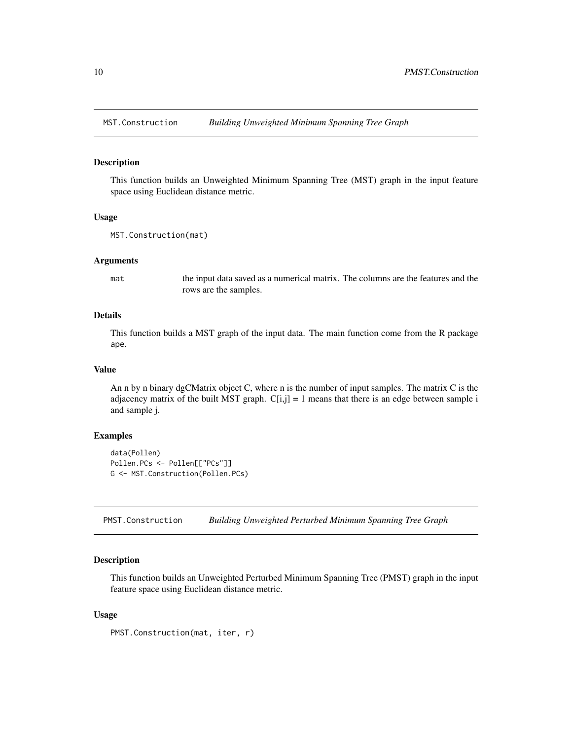## MST.Construction *Building Unweighted Minimum Spanning Tree Graph*

### Description

This function builds an Unweighted Minimum Spanning Tree (MST) graph in the input feature space using Euclidean distance metric.

### Usage

```
MST.Construction(mat)
```

### Arguments

| | |
|---|---|
| `mat` | the input data saved as a numerical matrix. The columns are the features and the rows are the samples. |

### Details

This function builds a MST graph of the input data. The main function come from the R package `ape`.

### Value

An n by n binary dgCMatrix object C, where n is the number of input samples. The matrix C is the adjacency matrix of the built MST graph. C[i,j] = 1 means that there is an edge between sample i and sample j.

### Examples

```
data(Pollen)
Pollen.PCs <- Pollen[["PCs"]]
G <- MST.Construction(Pollen.PCs)
```

## PMST.Construction *Building Unweighted Perturbed Minimum Spanning Tree Graph*

### Description

This function builds an Unweighted Perturbed Minimum Spanning Tree (PMST) graph in the input feature space using Euclidean distance metric.

### Usage

```
PMST.Construction(mat, iter, r)
```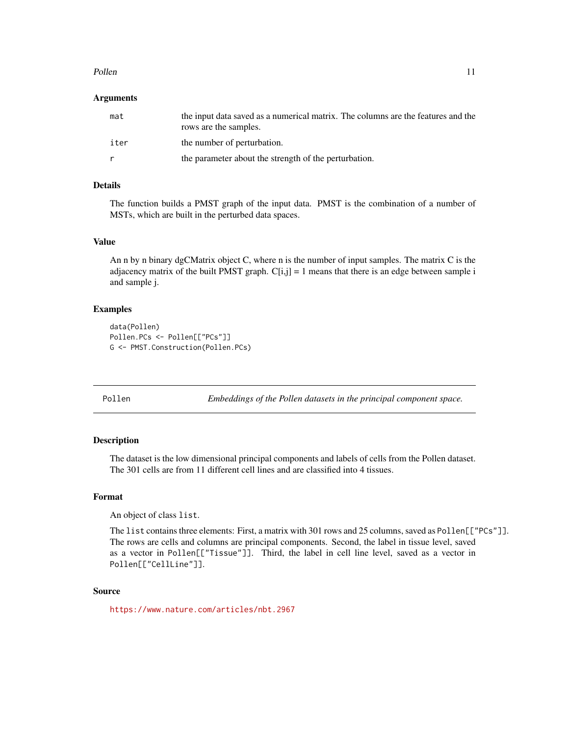### Arguments

| | |
|---|---|
| mat | the input data saved as a numerical matrix. The columns are the features and the rows are the samples. |
| iter | the number of perturbation. |
| r | the parameter about the strength of the perturbation. |

### Details

The function builds a PMST graph of the input data. PMST is the combination of a number of MSTs, which are built in the perturbed data spaces.

### Value

An n by n binary dgCMatrix object C, where n is the number of input samples. The matrix C is the adjacency matrix of the built PMST graph. C[i,j] = 1 means that there is an edge between sample i and sample j.

### Examples

```
data(Pollen)
Pollen.PCs <- Pollen[["PCs"]]
G <- PMST.Construction(Pollen.PCs)
```

---

## Pollen — *Embeddings of the Pollen datasets in the principal component space.*

---

### Description

The dataset is the low dimensional principal components and labels of cells from the Pollen dataset. The 301 cells are from 11 different cell lines and are classified into 4 tissues.

### Format

An object of class `list`.

The `list` contains three elements: First, a matrix with 301 rows and 25 columns, saved as `Pollen[["PCs"]]`. The rows are cells and columns are principal components. Second, the label in tissue level, saved as a vector in `Pollen[["Tissue"]]`. Third, the label in cell line level, saved as a vector in `Pollen[["CellLine"]]`.

### Source

https://www.nature.com/articles/nbt.2967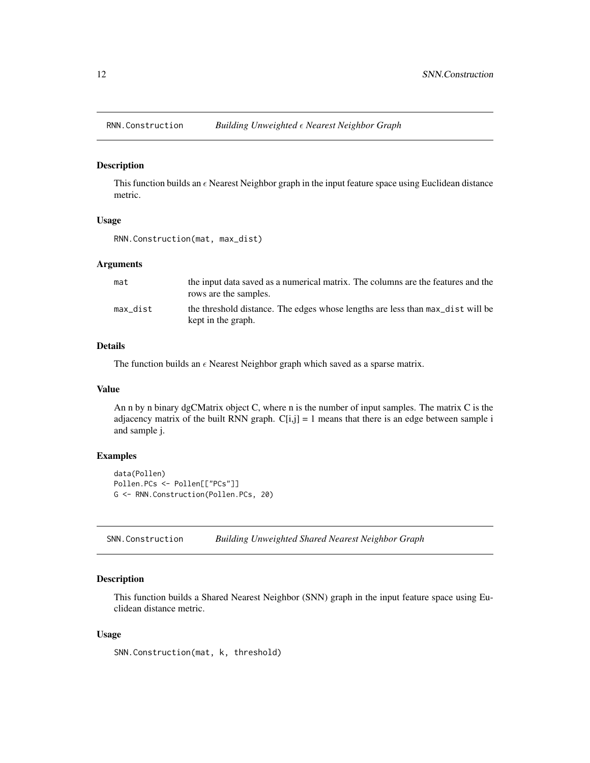## RNN.Construction *Building Unweighted $\epsilon$ Nearest Neighbor Graph*

### Description

This function builds an $\epsilon$ Nearest Neighbor graph in the input feature space using Euclidean distance metric.

### Usage

```
RNN.Construction(mat, max_dist)
```

### Arguments

| | |
|---|---|
| mat | the input data saved as a numerical matrix. The columns are the features and the rows are the samples. |
| max_dist | the threshold distance. The edges whose lengths are less than max_dist will be kept in the graph. |

### Details

The function builds an $\epsilon$ Nearest Neighbor graph which saved as a sparse matrix.

### Value

An n by n binary dgCMatrix object C, where n is the number of input samples. The matrix C is the adjacency matrix of the built RNN graph. C[i,j] = 1 means that there is an edge between sample i and sample j.

### Examples

```
data(Pollen)
Pollen.PCs <- Pollen[["PCs"]]
G <- RNN.Construction(Pollen.PCs, 20)
```

## SNN.Construction *Building Unweighted Shared Nearest Neighbor Graph*

### Description

This function builds a Shared Nearest Neighbor (SNN) graph in the input feature space using Euclidean distance metric.

### Usage

```
SNN.Construction(mat, k, threshold)
```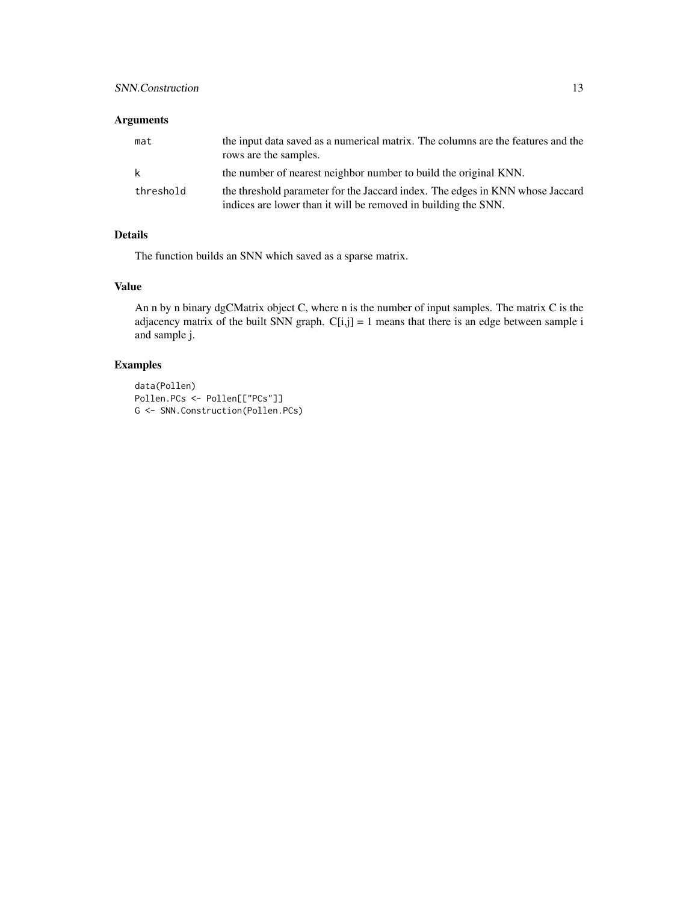### Arguments

- `mat` — the input data saved as a numerical matrix. The columns are the features and the rows are the samples.
- `k` — the number of nearest neighbor number to build the original KNN.
- `threshold` — the threshold parameter for the Jaccard index. The edges in KNN whose Jaccard indices are lower than it will be removed in building the SNN.

### Details

The function builds an SNN which saved as a sparse matrix.

### Value

An n by n binary dgCMatrix object C, where n is the number of input samples. The matrix C is the adjacency matrix of the built SNN graph. C[i,j] = 1 means that there is an edge between sample i and sample j.

### Examples

```
data(Pollen)
Pollen.PCs <- Pollen[["PCs"]]
G <- SNN.Construction(Pollen.PCs)
```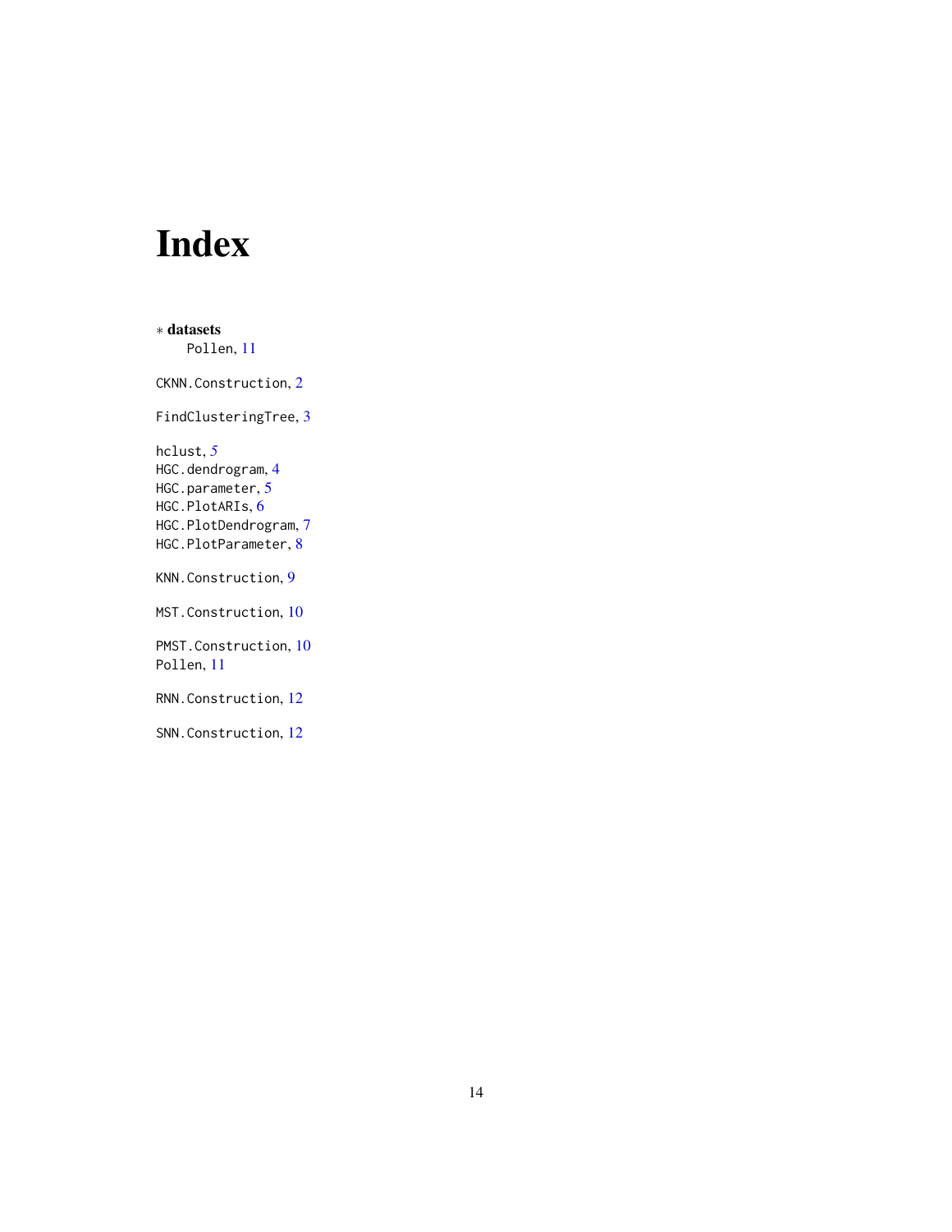# Index

∗ **datasets**
  Pollen, 11

CKNN.Construction, 2

FindClusteringTree, 3

hclust, *5*
HGC.dendrogram, 4
HGC.parameter, 5
HGC.PlotARIs, 6
HGC.PlotDendrogram, 7
HGC.PlotParameter, 8

KNN.Construction, 9

MST.Construction, 10

PMST.Construction, 10
Pollen, 11

RNN.Construction, 12

SNN.Construction, 12